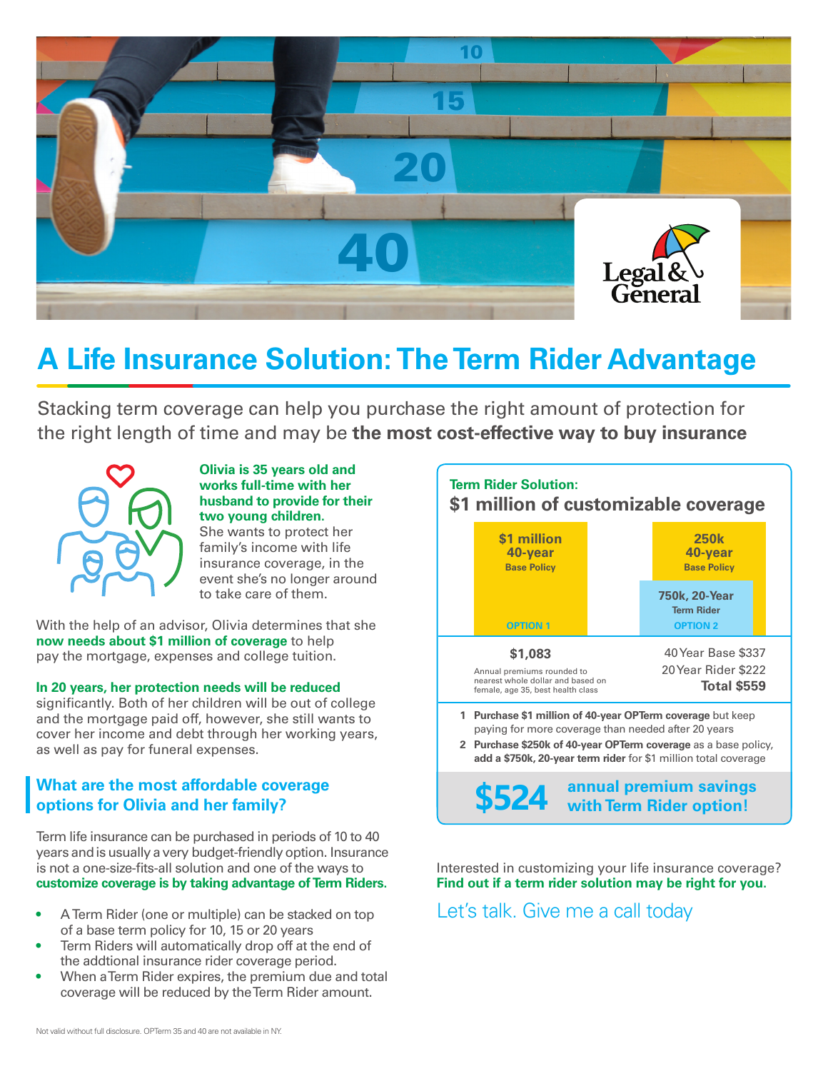# A Life Insurance Solution: The Term Rider Advantage

Stacking term coverage can help you purchase the right amount of protection for the right length of time and may be **the most cost-effective way to buy insurance**

**Olivia is 35 years old and works full-time with her husband to provide for their two young children.** She wants to protect her family's income with life insurance coverage, in the event she's no longer around to take care of them.

With the help of an advisor, Olivia determines that she **now needs about $1 million of coverage** to help pay the mortgage, expenses and college tuition.

**In 20 years, her protection needs will be reduced** significantly. Both of her children will be out of college and the mortgage paid off, however, she still wants to cover her income and debt through her working years, as well as pay for funeral expenses.

## What are the most affordable coverage options for Olivia and her family?

Term life insurance can be purchased in periods of 10 to 40 years and is usually a very budget-friendly option. Insurance is not a one-size-fits-all solution and one of the ways to **customize coverage is by taking advantage of Term Riders.**

- A Term Rider (one or multiple) can be stacked on top of a base term policy for 10, 15 or 20 years
- Term Riders will automatically drop off at the end of the addtional insurance rider coverage period.
- When a Term Rider expires, the premium due and total coverage will be reduced by the Term Rider amount.

### Term Rider Solution:
### $1 million of customizable coverage

| OPTION 1 | OPTION 2 |
|---|---|
| **$1 million 40-year** Base Policy | **250k 40-year** Base Policy; **750k, 20-Year** Term Rider |
| **$1,083** | 40 Year Base $337<br>20 Year Rider $222<br>**Total $559** |

Annual premiums rounded to nearest whole dollar and based on female, age 35, best health class

1. **Purchase $1 million of 40-year OPTerm coverage** but keep paying for more coverage than needed after 20 years
2. **Purchase $250k of 40-year OPTerm coverage** as a base policy, **add a $750k, 20-year term rider** for $1 million total coverage

**$524 annual premium savings with Term Rider option!**

Interested in customizing your life insurance coverage?
**Find out if a term rider solution may be right for you.**

Let's talk. Give me a call today

Not valid without full disclosure. OPTerm 35 and 40 are not available in NY.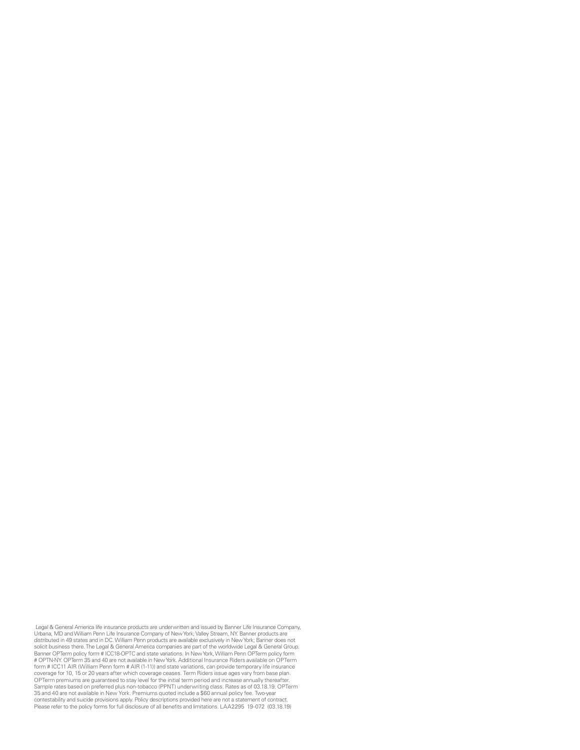Legal & General America life insurance products are underwritten and issued by Banner Life Insurance Company, Urbana, MD and William Penn Life Insurance Company of New York, Valley Stream, NY. Banner products are distributed in 49 states and in DC. William Penn products are available exclusively in New York; Banner does not solicit business there. The Legal & General America companies are part of the worldwide Legal & General Group. Banner OPTerm policy form # ICC18-OPTC and state variations. In New York, William Penn OPTerm policy form # OPTN-NY. OPTerm 35 and 40 are not available in New York. Additional Insurance Riders available on OPTerm form # ICC11 AIR (William Penn form # AIR (1-11)) and state variations, can provide temporary life insurance coverage for 10, 15 or 20 years after which coverage ceases. Term Riders issue ages vary from base plan. OPTerm premiums are guaranteed to stay level for the initial term period and increase annually thereafter. Sample rates based on preferred plus non-tobacco (PPNT) underwriting class. Rates as of 03.18.19. OPTerm 35 and 40 are not available in New York. Premiums quoted include a $60 annual policy fee. Two-year contestability and suicide provisions apply. Policy descriptions provided here are not a statement of contract. Please refer to the policy forms for full disclosure of all benefits and limitations. LAA2295 19-072 (03.18.19)